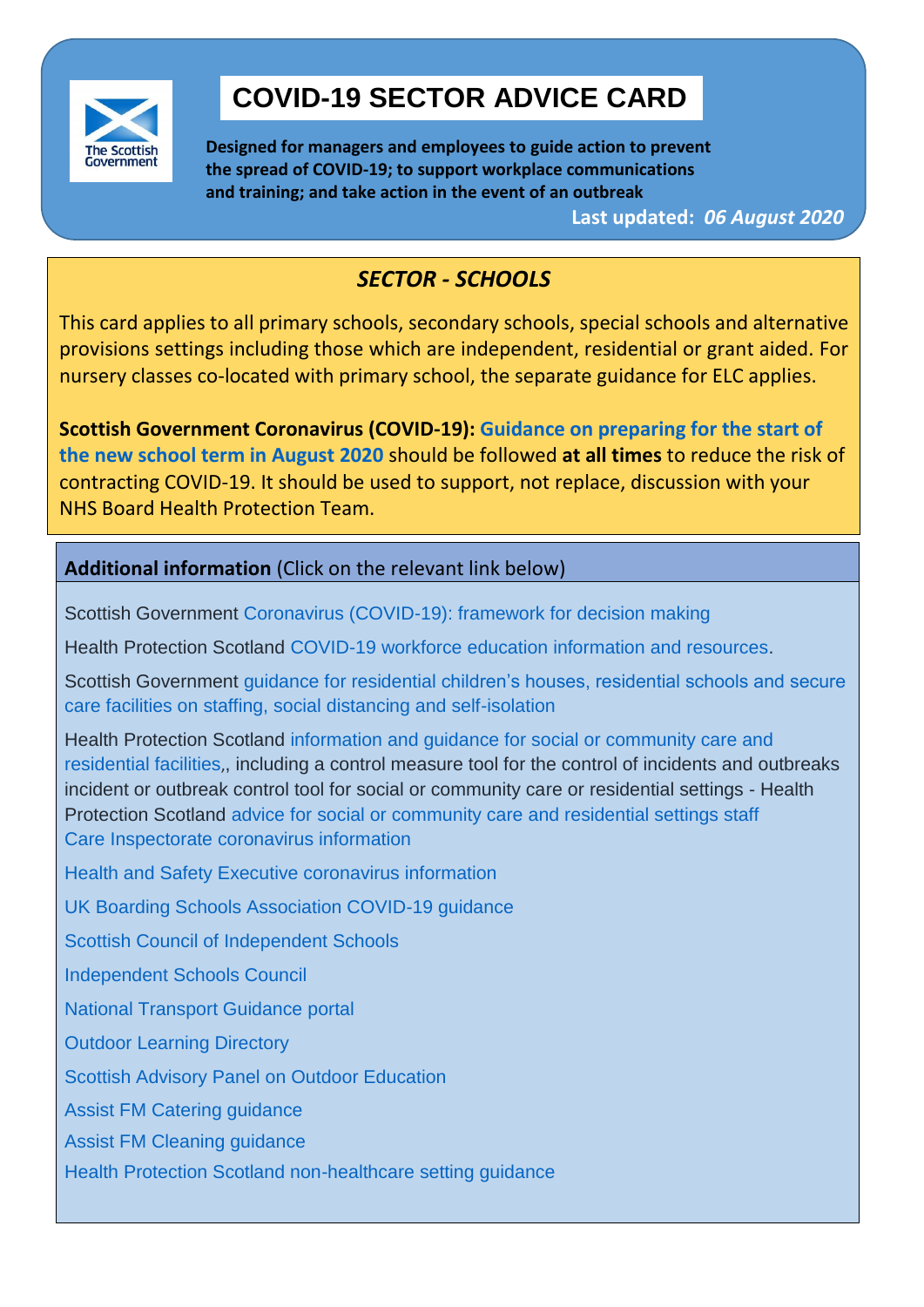# COVID-19 SECTOR ADVICE CARD

**Designed for managers and employees to guide action to prevent the spread of COVID-19; to support workplace communications and training; and take action in the event of an outbreak**

**Last updated:** ***06 August 2020***

## *SECTOR - SCHOOLS*

This card applies to all primary schools, secondary schools, special schools and alternative provisions settings including those which are independent, residential or grant aided. For nursery classes co-located with primary school, the separate guidance for ELC applies.

**Scottish Government Coronavirus (COVID-19): Guidance on preparing for the start of the new school term in August 2020** should be followed **at all times** to reduce the risk of contracting COVID-19. It should be used to support, not replace, discussion with your NHS Board Health Protection Team.

**Additional information** (Click on the relevant link below)

Scottish Government Coronavirus (COVID-19): framework for decision making

Health Protection Scotland COVID-19 workforce education information and resources.

Scottish Government guidance for residential children's houses, residential schools and secure care facilities on staffing, social distancing and self-isolation

Health Protection Scotland information and guidance for social or community care and residential facilities,, including a control measure tool for the control of incidents and outbreaks incident or outbreak control tool for social or community care or residential settings - Health Protection Scotland advice for social or community care and residential settings staff
Care Inspectorate coronavirus information

Health and Safety Executive coronavirus information

UK Boarding Schools Association COVID-19 guidance

Scottish Council of Independent Schools

Independent Schools Council

National Transport Guidance portal

Outdoor Learning Directory

Scottish Advisory Panel on Outdoor Education

Assist FM Catering guidance

Assist FM Cleaning guidance

Health Protection Scotland non-healthcare setting guidance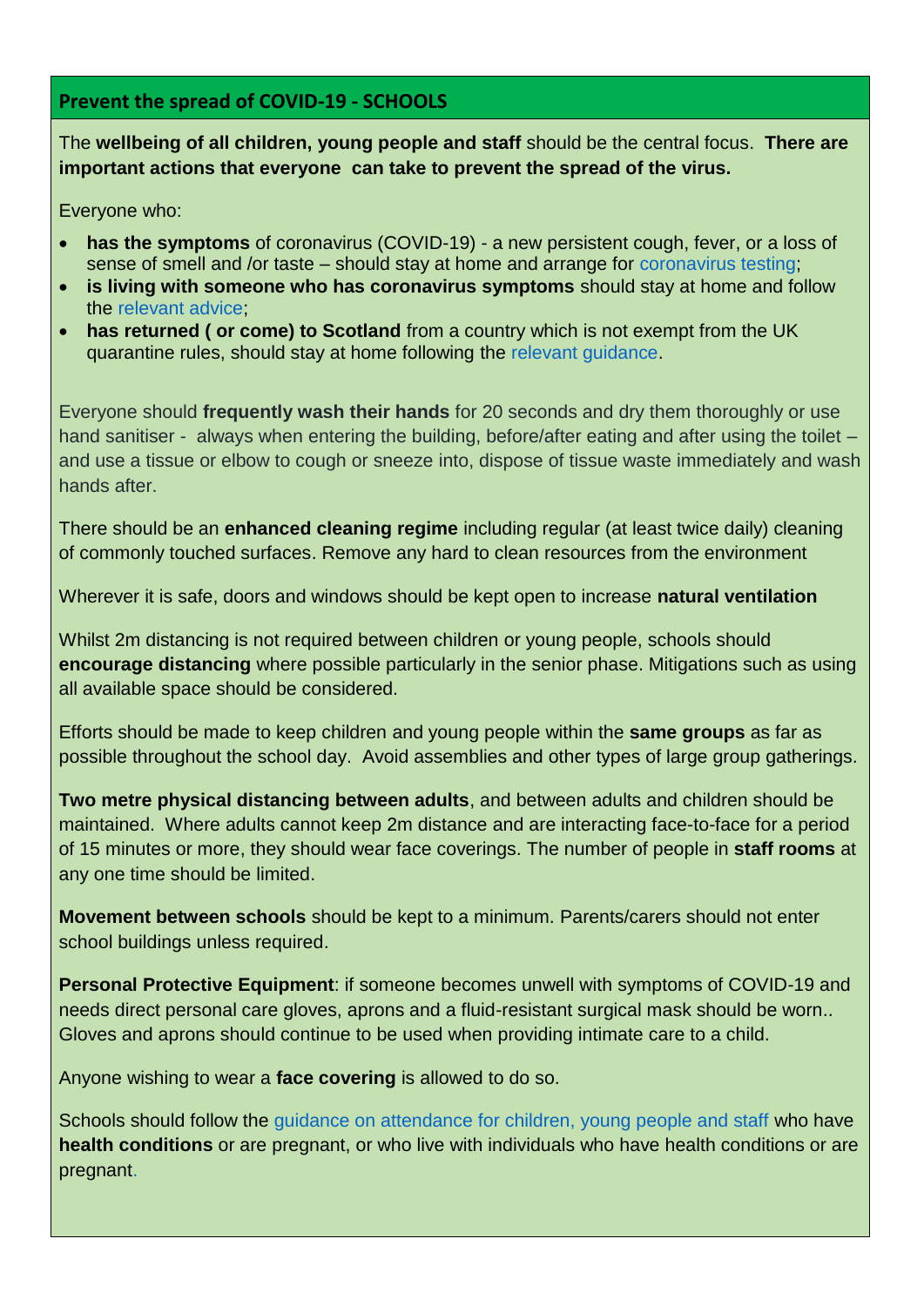## Prevent the spread of COVID-19 - SCHOOLS

The **wellbeing of all children, young people and staff** should be the central focus. **There are important actions that everyone can take to prevent the spread of the virus.**

Everyone who:

- **has the symptoms** of coronavirus (COVID-19) - a new persistent cough, fever, or a loss of sense of smell and /or taste – should stay at home and arrange for coronavirus testing;
- **is living with someone who has coronavirus symptoms** should stay at home and follow the relevant advice;
- **has returned ( or come) to Scotland** from a country which is not exempt from the UK quarantine rules, should stay at home following the relevant guidance.

Everyone should **frequently wash their hands** for 20 seconds and dry them thoroughly or use hand sanitiser - always when entering the building, before/after eating and after using the toilet – and use a tissue or elbow to cough or sneeze into, dispose of tissue waste immediately and wash hands after.

There should be an **enhanced cleaning regime** including regular (at least twice daily) cleaning of commonly touched surfaces. Remove any hard to clean resources from the environment

Wherever it is safe, doors and windows should be kept open to increase **natural ventilation**

Whilst 2m distancing is not required between children or young people, schools should **encourage distancing** where possible particularly in the senior phase. Mitigations such as using all available space should be considered.

Efforts should be made to keep children and young people within the **same groups** as far as possible throughout the school day. Avoid assemblies and other types of large group gatherings.

**Two metre physical distancing between adults**, and between adults and children should be maintained. Where adults cannot keep 2m distance and are interacting face-to-face for a period of 15 minutes or more, they should wear face coverings. The number of people in **staff rooms** at any one time should be limited.

**Movement between schools** should be kept to a minimum. Parents/carers should not enter school buildings unless required.

**Personal Protective Equipment**: if someone becomes unwell with symptoms of COVID-19 and needs direct personal care gloves, aprons and a fluid-resistant surgical mask should be worn.. Gloves and aprons should continue to be used when providing intimate care to a child.

Anyone wishing to wear a **face covering** is allowed to do so.

Schools should follow the guidance on attendance for children, young people and staff who have **health conditions** or are pregnant, or who live with individuals who have health conditions or are pregnant.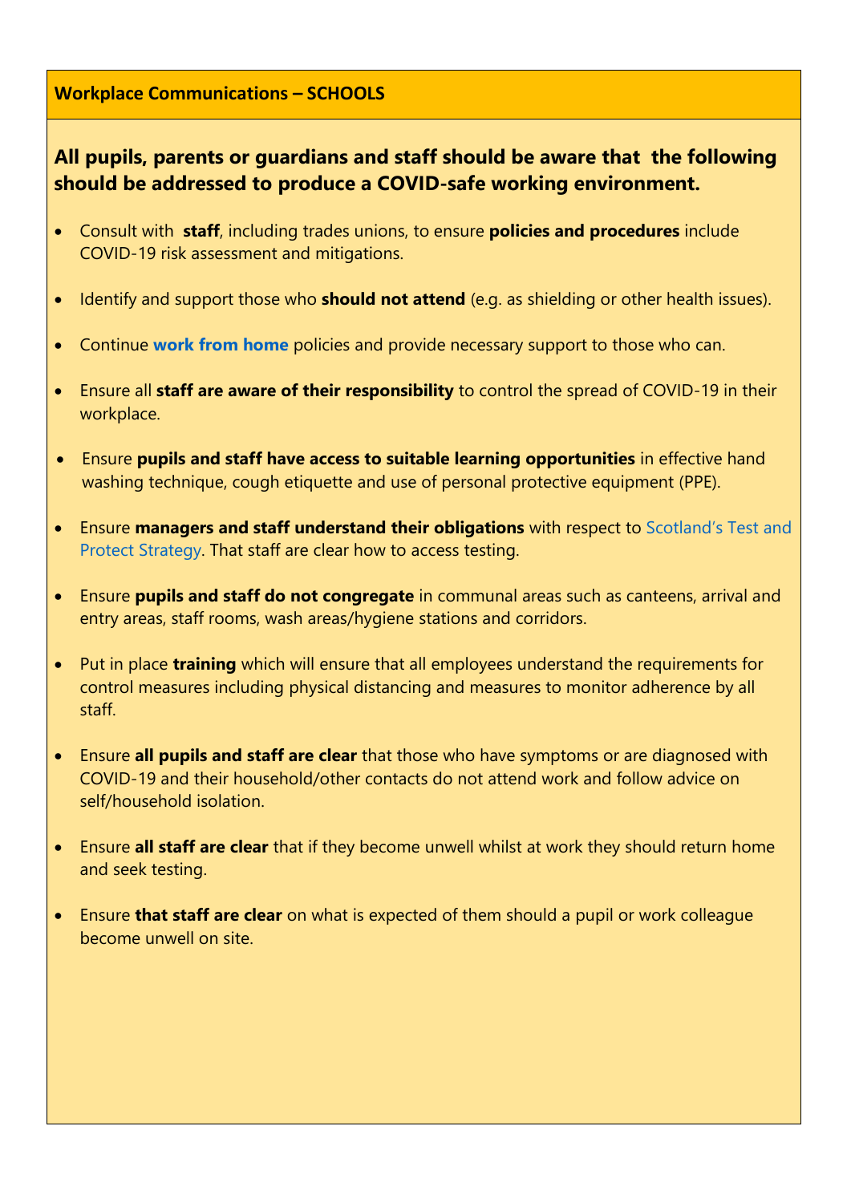**Workplace Communications – SCHOOLS**

**All pupils, parents or guardians and staff should be aware that the following should be addressed to produce a COVID-safe working environment.**

- Consult with **staff**, including trades unions, to ensure **policies and procedures** include COVID-19 risk assessment and mitigations.
- Identify and support those who **should not attend** (e.g. as shielding or other health issues).
- Continue **work from home** policies and provide necessary support to those who can.
- Ensure all **staff are aware of their responsibility** to control the spread of COVID-19 in their workplace.
- Ensure **pupils and staff have access to suitable learning opportunities** in effective hand washing technique, cough etiquette and use of personal protective equipment (PPE).
- Ensure **managers and staff understand their obligations** with respect to Scotland's Test and Protect Strategy. That staff are clear how to access testing.
- Ensure **pupils and staff do not congregate** in communal areas such as canteens, arrival and entry areas, staff rooms, wash areas/hygiene stations and corridors.
- Put in place **training** which will ensure that all employees understand the requirements for control measures including physical distancing and measures to monitor adherence by all staff.
- Ensure **all pupils and staff are clear** that those who have symptoms or are diagnosed with COVID-19 and their household/other contacts do not attend work and follow advice on self/household isolation.
- Ensure **all staff are clear** that if they become unwell whilst at work they should return home and seek testing.
- Ensure **that staff are clear** on what is expected of them should a pupil or work colleague become unwell on site.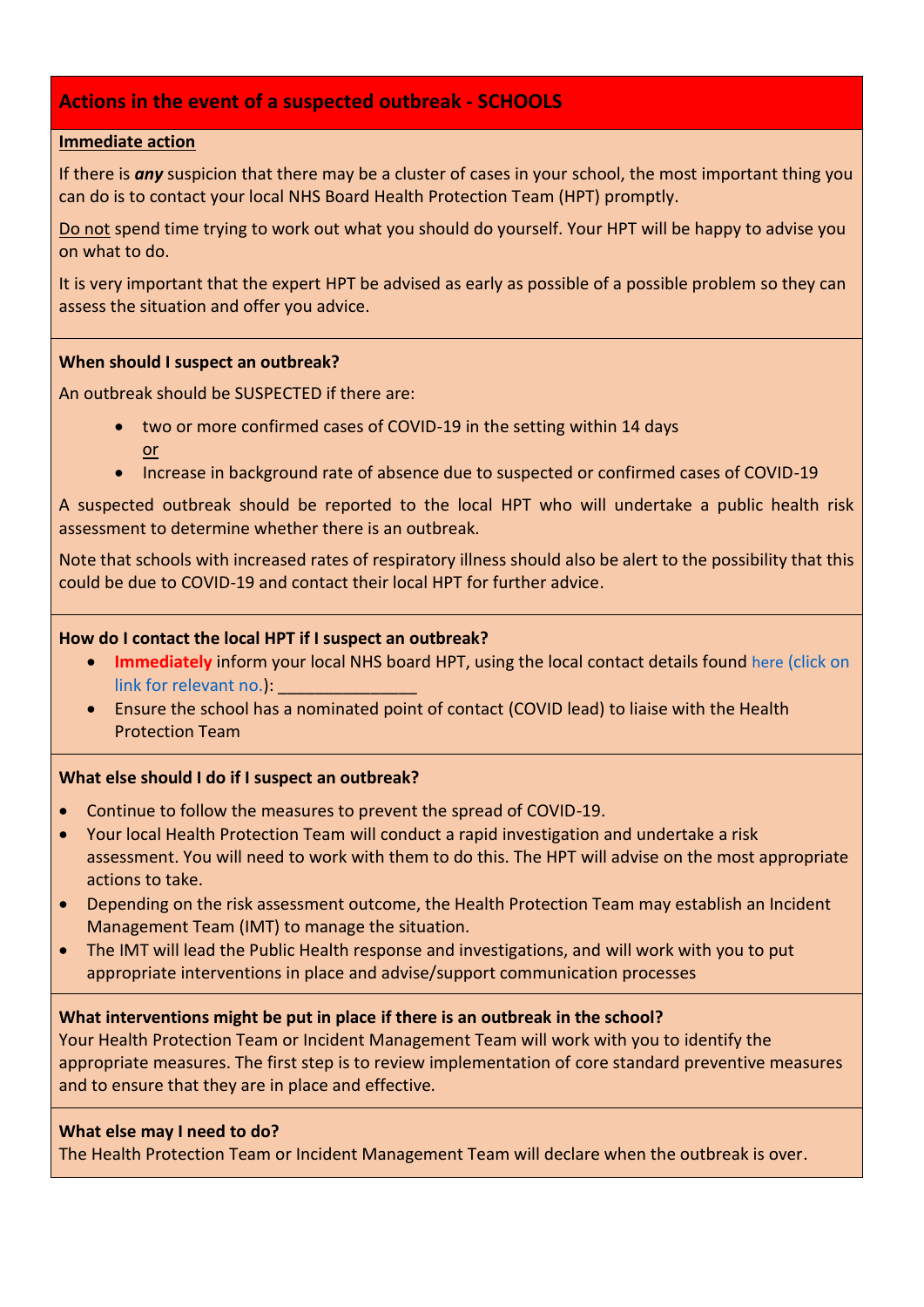## Actions in the event of a suspected outbreak - SCHOOLS

**Immediate action**

If there is ***any*** suspicion that there may be a cluster of cases in your school, the most important thing you can do is to contact your local NHS Board Health Protection Team (HPT) promptly.

Do not spend time trying to work out what you should do yourself. Your HPT will be happy to advise you on what to do.

It is very important that the expert HPT be advised as early as possible of a possible problem so they can assess the situation and offer you advice.

**When should I suspect an outbreak?**

An outbreak should be SUSPECTED if there are:

- two or more confirmed cases of COVID-19 in the setting within 14 days
  or
- Increase in background rate of absence due to suspected or confirmed cases of COVID-19

A suspected outbreak should be reported to the local HPT who will undertake a public health risk assessment to determine whether there is an outbreak.

Note that schools with increased rates of respiratory illness should also be alert to the possibility that this could be due to COVID-19 and contact their local HPT for further advice.

**How do I contact the local HPT if I suspect an outbreak?**

- **Immediately** inform your local NHS board HPT, using the local contact details found here (click on link for relevant no.): _______________
- Ensure the school has a nominated point of contact (COVID lead) to liaise with the Health Protection Team

**What else should I do if I suspect an outbreak?**

- Continue to follow the measures to prevent the spread of COVID-19.
- Your local Health Protection Team will conduct a rapid investigation and undertake a risk assessment. You will need to work with them to do this. The HPT will advise on the most appropriate actions to take.
- Depending on the risk assessment outcome, the Health Protection Team may establish an Incident Management Team (IMT) to manage the situation.
- The IMT will lead the Public Health response and investigations, and will work with you to put appropriate interventions in place and advise/support communication processes

**What interventions might be put in place if there is an outbreak in the school?**

Your Health Protection Team or Incident Management Team will work with you to identify the appropriate measures. The first step is to review implementation of core standard preventive measures and to ensure that they are in place and effective.

**What else may I need to do?**

The Health Protection Team or Incident Management Team will declare when the outbreak is over.